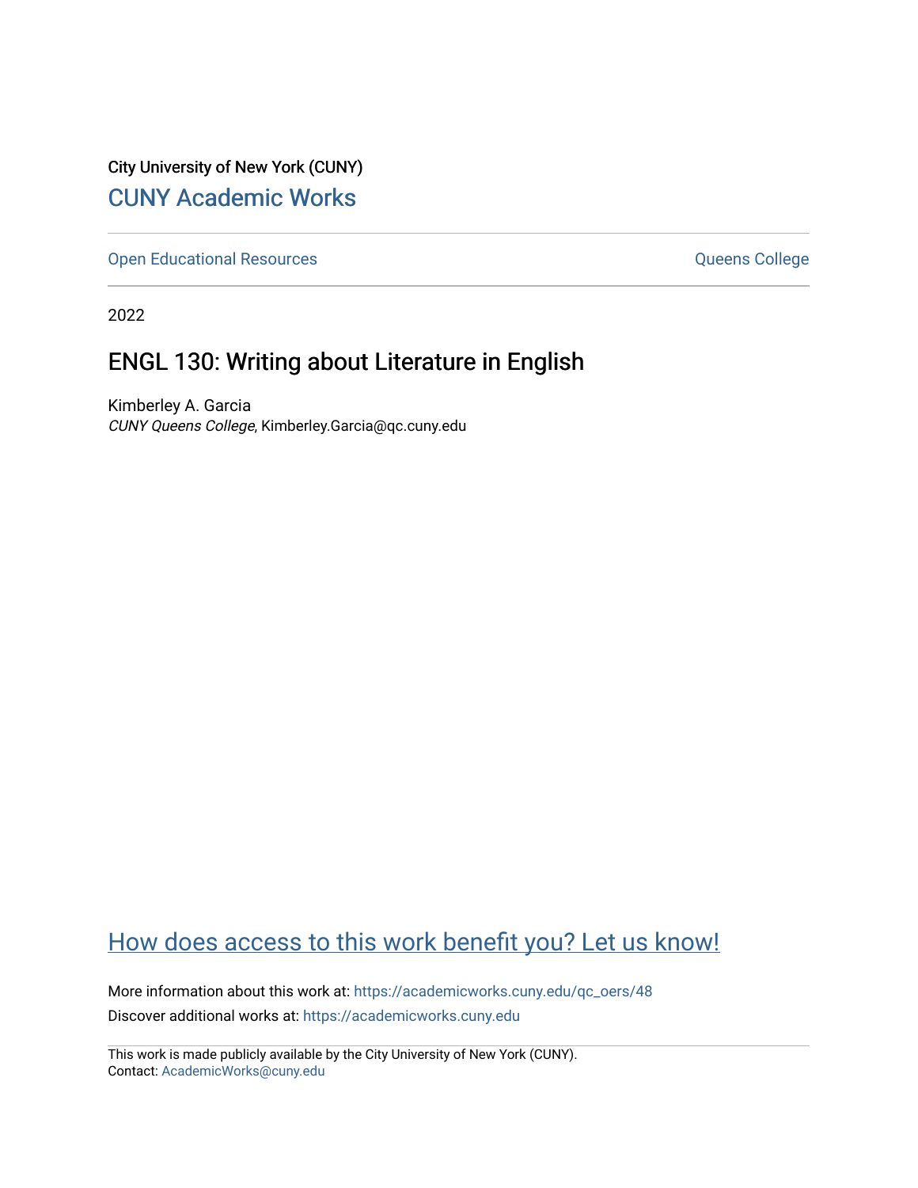City University of New York (CUNY)

CUNY Academic Works

---

Open Educational Resources | Queens College

---

2022

# ENGL 130: Writing about Literature in English

Kimberley A. Garcia
*CUNY Queens College*, Kimberley.Garcia@qc.cuny.edu

How does access to this work benefit you? Let us know!

More information about this work at: https://academicworks.cuny.edu/qc_oers/48
Discover additional works at: https://academicworks.cuny.edu

This work is made publicly available by the City University of New York (CUNY).
Contact: AcademicWorks@cuny.edu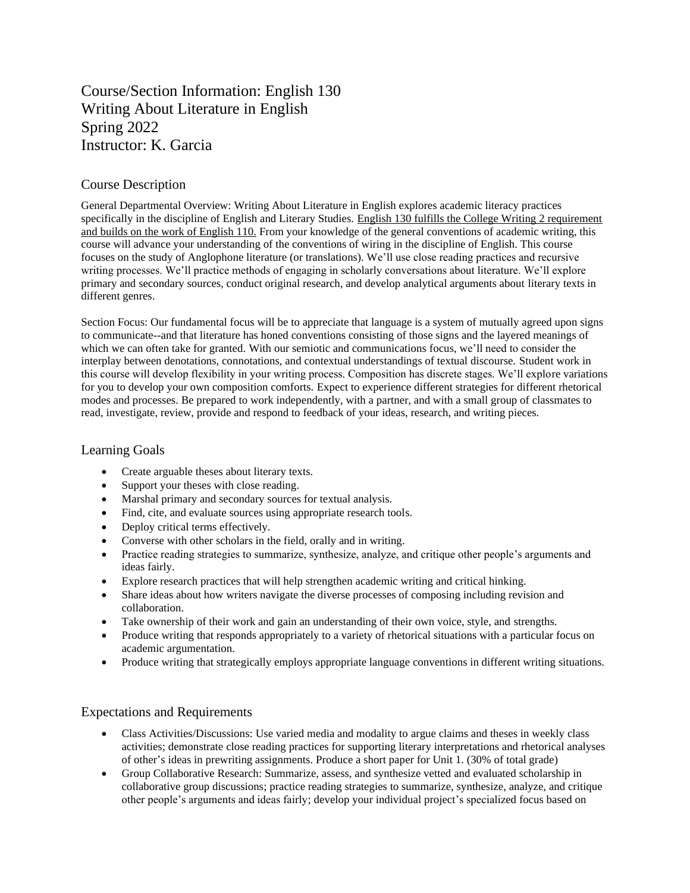# Course/Section Information: English 130
# Writing About Literature in English
# Spring 2022
# Instructor: K. Garcia

## Course Description

General Departmental Overview: Writing About Literature in English explores academic literacy practices specifically in the discipline of English and Literary Studies. English 130 fulfills the College Writing 2 requirement and builds on the work of English 110. From your knowledge of the general conventions of academic writing, this course will advance your understanding of the conventions of wiring in the discipline of English. This course focuses on the study of Anglophone literature (or translations). We'll use close reading practices and recursive writing processes. We'll practice methods of engaging in scholarly conversations about literature. We'll explore primary and secondary sources, conduct original research, and develop analytical arguments about literary texts in different genres.

Section Focus: Our fundamental focus will be to appreciate that language is a system of mutually agreed upon signs to communicate--and that literature has honed conventions consisting of those signs and the layered meanings of which we can often take for granted. With our semiotic and communications focus, we'll need to consider the interplay between denotations, connotations, and contextual understandings of textual discourse. Student work in this course will develop flexibility in your writing process. Composition has discrete stages. We'll explore variations for you to develop your own composition comforts. Expect to experience different strategies for different rhetorical modes and processes. Be prepared to work independently, with a partner, and with a small group of classmates to read, investigate, review, provide and respond to feedback of your ideas, research, and writing pieces.

## Learning Goals

- Create arguable theses about literary texts.
- Support your theses with close reading.
- Marshal primary and secondary sources for textual analysis.
- Find, cite, and evaluate sources using appropriate research tools.
- Deploy critical terms effectively.
- Converse with other scholars in the field, orally and in writing.
- Practice reading strategies to summarize, synthesize, analyze, and critique other people's arguments and ideas fairly.
- Explore research practices that will help strengthen academic writing and critical hinking.
- Share ideas about how writers navigate the diverse processes of composing including revision and collaboration.
- Take ownership of their work and gain an understanding of their own voice, style, and strengths.
- Produce writing that responds appropriately to a variety of rhetorical situations with a particular focus on academic argumentation.
- Produce writing that strategically employs appropriate language conventions in different writing situations.

## Expectations and Requirements

- Class Activities/Discussions: Use varied media and modality to argue claims and theses in weekly class activities; demonstrate close reading practices for supporting literary interpretations and rhetorical analyses of other's ideas in prewriting assignments. Produce a short paper for Unit 1. (30% of total grade)
- Group Collaborative Research: Summarize, assess, and synthesize vetted and evaluated scholarship in collaborative group discussions; practice reading strategies to summarize, synthesize, analyze, and critique other people's arguments and ideas fairly; develop your individual project's specialized focus based on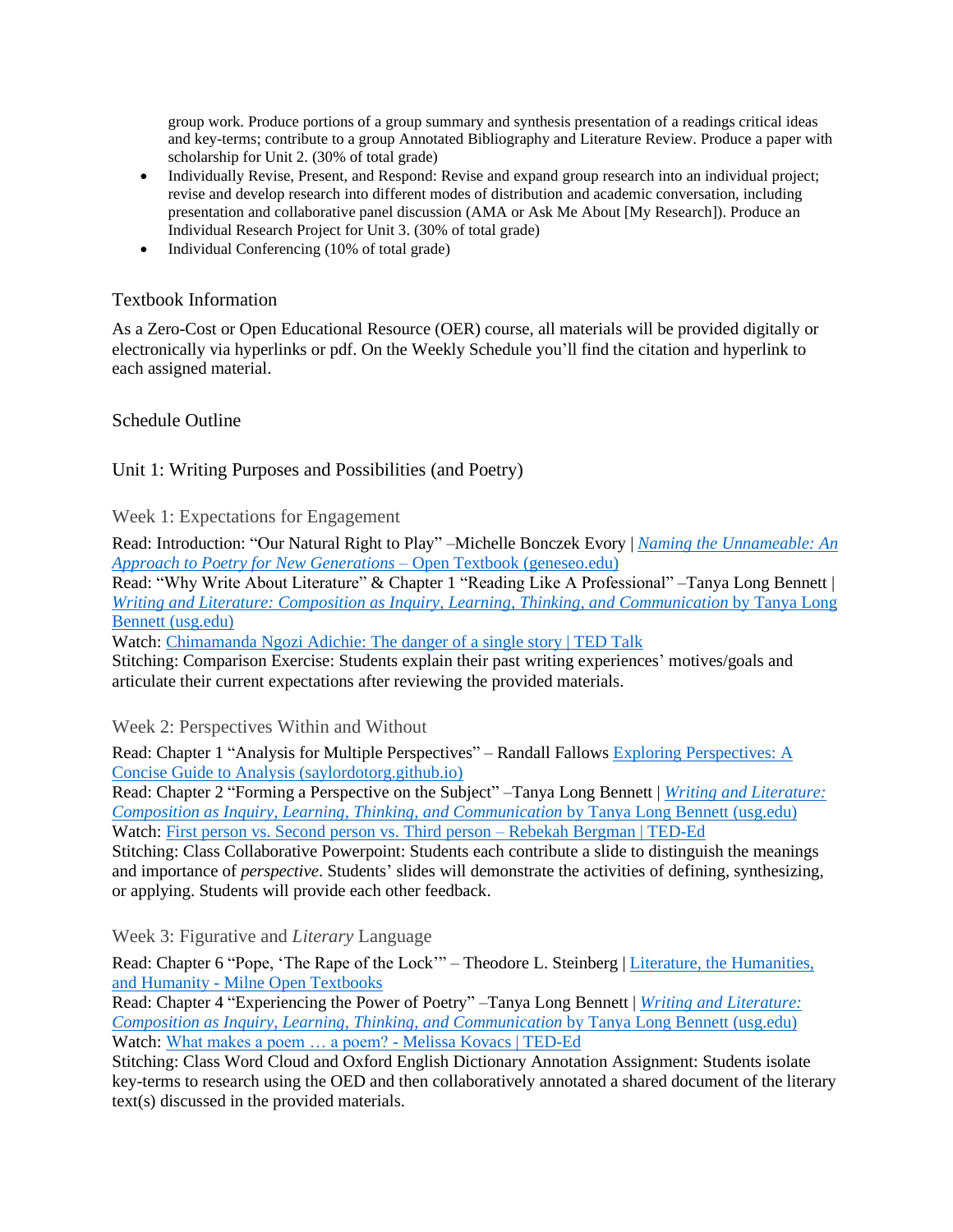group work. Produce portions of a group summary and synthesis presentation of a readings critical ideas and key-terms; contribute to a group Annotated Bibliography and Literature Review. Produce a paper with scholarship for Unit 2. (30% of total grade)

- Individually Revise, Present, and Respond: Revise and expand group research into an individual project; revise and develop research into different modes of distribution and academic conversation, including presentation and collaborative panel discussion (AMA or Ask Me About [My Research]). Produce an Individual Research Project for Unit 3. (30% of total grade)
- Individual Conferencing (10% of total grade)

## Textbook Information

As a Zero-Cost or Open Educational Resource (OER) course, all materials will be provided digitally or electronically via hyperlinks or pdf. On the Weekly Schedule you'll find the citation and hyperlink to each assigned material.

## Schedule Outline

## Unit 1: Writing Purposes and Possibilities (and Poetry)

### Week 1: Expectations for Engagement

Read: Introduction: "Our Natural Right to Play" –Michelle Bonczek Evory | *Naming the Unnameable: An Approach to Poetry for New Generations* – Open Textbook (geneseo.edu)
Read: "Why Write About Literature" & Chapter 1 "Reading Like A Professional" –Tanya Long Bennett | *Writing and Literature: Composition as Inquiry, Learning, Thinking, and Communication* by Tanya Long Bennett (usg.edu)
Watch: Chimamanda Ngozi Adichie: The danger of a single story | TED Talk
Stitching: Comparison Exercise: Students explain their past writing experiences' motives/goals and articulate their current expectations after reviewing the provided materials.

### Week 2: Perspectives Within and Without

Read: Chapter 1 "Analysis for Multiple Perspectives" – Randall Fallows Exploring Perspectives: A Concise Guide to Analysis (saylordotorg.github.io)
Read: Chapter 2 "Forming a Perspective on the Subject" –Tanya Long Bennett | *Writing and Literature: Composition as Inquiry, Learning, Thinking, and Communication* by Tanya Long Bennett (usg.edu)
Watch: First person vs. Second person vs. Third person – Rebekah Bergman | TED-Ed
Stitching: Class Collaborative Powerpoint: Students each contribute a slide to distinguish the meanings and importance of *perspective*. Students' slides will demonstrate the activities of defining, synthesizing, or applying. Students will provide each other feedback.

### Week 3: Figurative and *Literary* Language

Read: Chapter 6 "Pope, 'The Rape of the Lock'" – Theodore L. Steinberg | Literature, the Humanities, and Humanity - Milne Open Textbooks
Read: Chapter 4 "Experiencing the Power of Poetry" –Tanya Long Bennett | *Writing and Literature: Composition as Inquiry, Learning, Thinking, and Communication* by Tanya Long Bennett (usg.edu)
Watch: What makes a poem … a poem? - Melissa Kovacs | TED-Ed
Stitching: Class Word Cloud and Oxford English Dictionary Annotation Assignment: Students isolate key-terms to research using the OED and then collaboratively annotated a shared document of the literary text(s) discussed in the provided materials.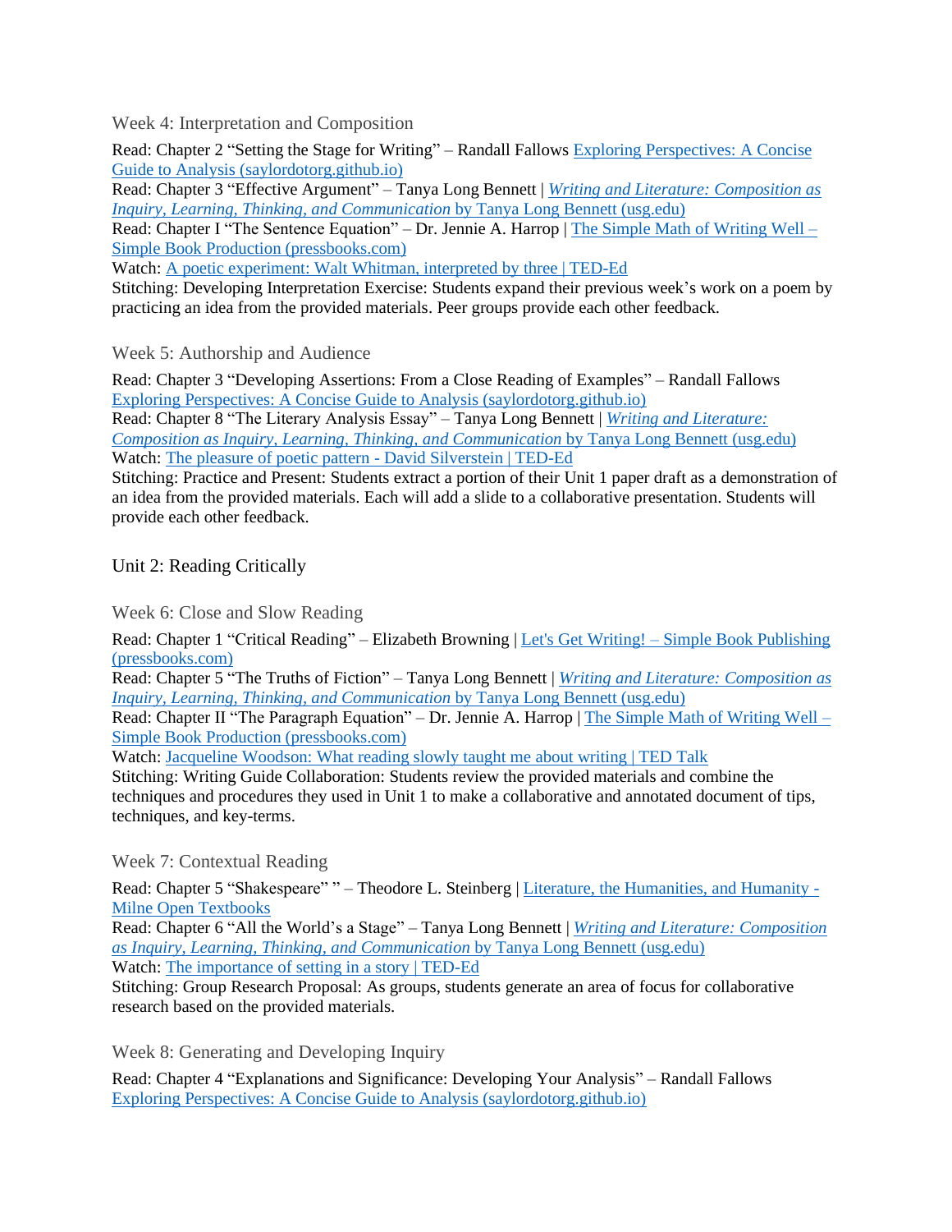### Week 4: Interpretation and Composition

Read: Chapter 2 "Setting the Stage for Writing" – Randall Fallows Exploring Perspectives: A Concise Guide to Analysis (saylordotorg.github.io)
Read: Chapter 3 "Effective Argument" – Tanya Long Bennett | *Writing and Literature: Composition as Inquiry, Learning, Thinking, and Communication* by Tanya Long Bennett (usg.edu)
Read: Chapter I "The Sentence Equation" – Dr. Jennie A. Harrop | The Simple Math of Writing Well – Simple Book Production (pressbooks.com)
Watch: A poetic experiment: Walt Whitman, interpreted by three | TED-Ed
Stitching: Developing Interpretation Exercise: Students expand their previous week's work on a poem by practicing an idea from the provided materials. Peer groups provide each other feedback.

### Week 5: Authorship and Audience

Read: Chapter 3 "Developing Assertions: From a Close Reading of Examples" – Randall Fallows Exploring Perspectives: A Concise Guide to Analysis (saylordotorg.github.io)
Read: Chapter 8 "The Literary Analysis Essay" – Tanya Long Bennett | *Writing and Literature: Composition as Inquiry, Learning, Thinking, and Communication* by Tanya Long Bennett (usg.edu)
Watch: The pleasure of poetic pattern - David Silverstein | TED-Ed
Stitching: Practice and Present: Students extract a portion of their Unit 1 paper draft as a demonstration of an idea from the provided materials. Each will add a slide to a collaborative presentation. Students will provide each other feedback.

## Unit 2: Reading Critically

### Week 6: Close and Slow Reading

Read: Chapter 1 "Critical Reading" – Elizabeth Browning | Let's Get Writing! – Simple Book Publishing (pressbooks.com)
Read: Chapter 5 "The Truths of Fiction" – Tanya Long Bennett | *Writing and Literature: Composition as Inquiry, Learning, Thinking, and Communication* by Tanya Long Bennett (usg.edu)
Read: Chapter II "The Paragraph Equation" – Dr. Jennie A. Harrop | The Simple Math of Writing Well – Simple Book Production (pressbooks.com)
Watch: Jacqueline Woodson: What reading slowly taught me about writing | TED Talk
Stitching: Writing Guide Collaboration: Students review the provided materials and combine the techniques and procedures they used in Unit 1 to make a collaborative and annotated document of tips, techniques, and key-terms.

### Week 7: Contextual Reading

Read: Chapter 5 "Shakespeare" " – Theodore L. Steinberg | Literature, the Humanities, and Humanity - Milne Open Textbooks
Read: Chapter 6 "All the World's a Stage" – Tanya Long Bennett | *Writing and Literature: Composition as Inquiry, Learning, Thinking, and Communication* by Tanya Long Bennett (usg.edu)
Watch: The importance of setting in a story | TED-Ed
Stitching: Group Research Proposal: As groups, students generate an area of focus for collaborative research based on the provided materials.

### Week 8: Generating and Developing Inquiry

Read: Chapter 4 "Explanations and Significance: Developing Your Analysis" – Randall Fallows Exploring Perspectives: A Concise Guide to Analysis (saylordotorg.github.io)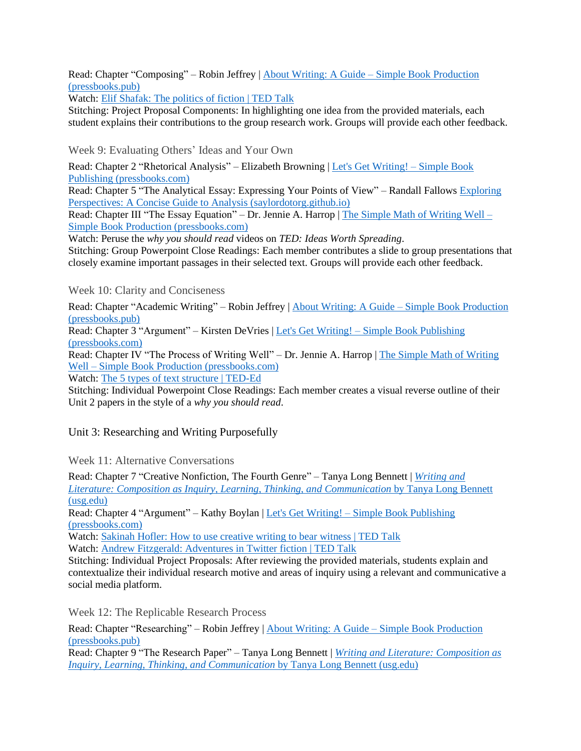Read: Chapter "Composing" – Robin Jeffrey | [About Writing: A Guide – Simple Book Production (pressbooks.pub)]
Watch: [Elif Shafak: The politics of fiction | TED Talk]
Stitching: Project Proposal Components: In highlighting one idea from the provided materials, each student explains their contributions to the group research work. Groups will provide each other feedback.

### Week 9: Evaluating Others' Ideas and Your Own

Read: Chapter 2 "Rhetorical Analysis" – Elizabeth Browning | [Let's Get Writing! – Simple Book Publishing (pressbooks.com)]
Read: Chapter 5 "The Analytical Essay: Expressing Your Points of View" – Randall Fallows [Exploring Perspectives: A Concise Guide to Analysis (saylordotorg.github.io)]
Read: Chapter III "The Essay Equation" – Dr. Jennie A. Harrop | [The Simple Math of Writing Well – Simple Book Production (pressbooks.com)]
Watch: Peruse the *why you should read* videos on *TED: Ideas Worth Spreading*.
Stitching: Group Powerpoint Close Readings: Each member contributes a slide to group presentations that closely examine important passages in their selected text. Groups will provide each other feedback.

### Week 10: Clarity and Conciseness

Read: Chapter "Academic Writing" – Robin Jeffrey | [About Writing: A Guide – Simple Book Production (pressbooks.pub)]
Read: Chapter 3 "Argument" – Kirsten DeVries | [Let's Get Writing! – Simple Book Publishing (pressbooks.com)]
Read: Chapter IV "The Process of Writing Well" – Dr. Jennie A. Harrop | [The Simple Math of Writing Well – Simple Book Production (pressbooks.com)]
Watch: [The 5 types of text structure | TED-Ed]
Stitching: Individual Powerpoint Close Readings: Each member creates a visual reverse outline of their Unit 2 papers in the style of a *why you should read*.

## Unit 3: Researching and Writing Purposefully

### Week 11: Alternative Conversations

Read: Chapter 7 "Creative Nonfiction, The Fourth Genre" – Tanya Long Bennett | [*Writing and Literature: Composition as Inquiry, Learning, Thinking, and Communication* by Tanya Long Bennett (usg.edu)]
Read: Chapter 4 "Argument" – Kathy Boylan | [Let's Get Writing! – Simple Book Publishing (pressbooks.com)]
Watch: [Sakinah Hofler: How to use creative writing to bear witness | TED Talk]
Watch: [Andrew Fitzgerald: Adventures in Twitter fiction | TED Talk]
Stitching: Individual Project Proposals: After reviewing the provided materials, students explain and contextualize their individual research motive and areas of inquiry using a relevant and communicative a social media platform.

### Week 12: The Replicable Research Process

Read: Chapter "Researching" – Robin Jeffrey | [About Writing: A Guide – Simple Book Production (pressbooks.pub)]
Read: Chapter 9 "The Research Paper" – Tanya Long Bennett | [*Writing and Literature: Composition as Inquiry, Learning, Thinking, and Communication* by Tanya Long Bennett (usg.edu)]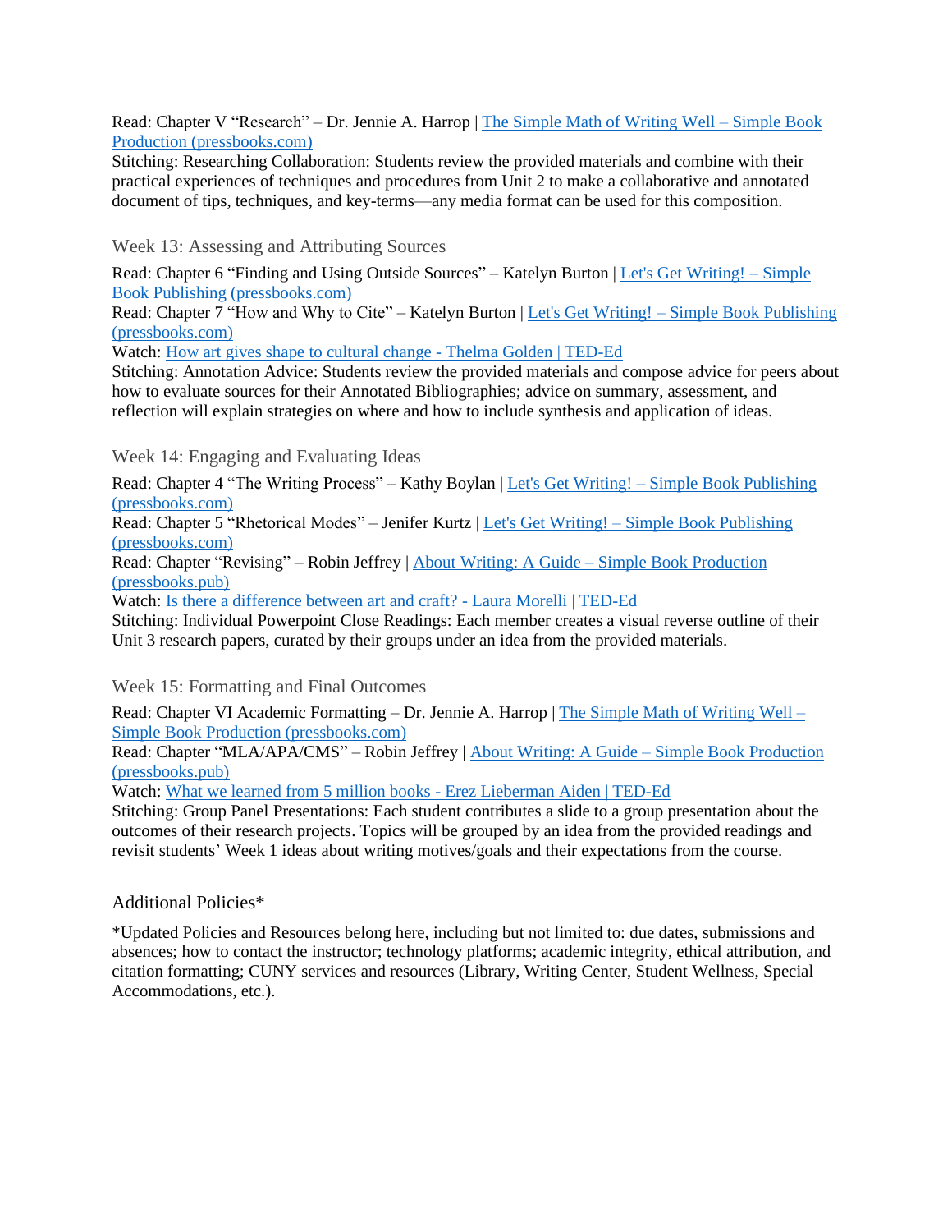Read: Chapter V "Research" – Dr. Jennie A. Harrop | [The Simple Math of Writing Well – Simple Book Production (pressbooks.com)]
Stitching: Researching Collaboration: Students review the provided materials and combine with their practical experiences of techniques and procedures from Unit 2 to make a collaborative and annotated document of tips, techniques, and key-terms—any media format can be used for this composition.

### Week 13: Assessing and Attributing Sources

Read: Chapter 6 "Finding and Using Outside Sources" – Katelyn Burton | [Let's Get Writing! – Simple Book Publishing (pressbooks.com)]
Read: Chapter 7 "How and Why to Cite" – Katelyn Burton | [Let's Get Writing! – Simple Book Publishing (pressbooks.com)]
Watch: [How art gives shape to cultural change - Thelma Golden | TED-Ed]
Stitching: Annotation Advice: Students review the provided materials and compose advice for peers about how to evaluate sources for their Annotated Bibliographies; advice on summary, assessment, and reflection will explain strategies on where and how to include synthesis and application of ideas.

### Week 14: Engaging and Evaluating Ideas

Read: Chapter 4 "The Writing Process" – Kathy Boylan | [Let's Get Writing! – Simple Book Publishing (pressbooks.com)]
Read: Chapter 5 "Rhetorical Modes" – Jenifer Kurtz | [Let's Get Writing! – Simple Book Publishing (pressbooks.com)]
Read: Chapter "Revising" – Robin Jeffrey | [About Writing: A Guide – Simple Book Production (pressbooks.pub)]
Watch: [Is there a difference between art and craft? - Laura Morelli | TED-Ed]
Stitching: Individual Powerpoint Close Readings: Each member creates a visual reverse outline of their Unit 3 research papers, curated by their groups under an idea from the provided materials.

### Week 15: Formatting and Final Outcomes

Read: Chapter VI Academic Formatting – Dr. Jennie A. Harrop | [The Simple Math of Writing Well – Simple Book Production (pressbooks.com)]
Read: Chapter "MLA/APA/CMS" – Robin Jeffrey | [About Writing: A Guide – Simple Book Production (pressbooks.pub)]
Watch: [What we learned from 5 million books - Erez Lieberman Aiden | TED-Ed]
Stitching: Group Panel Presentations: Each student contributes a slide to a group presentation about the outcomes of their research projects. Topics will be grouped by an idea from the provided readings and revisit students' Week 1 ideas about writing motives/goals and their expectations from the course.

## Additional Policies*

*Updated Policies and Resources belong here, including but not limited to: due dates, submissions and absences; how to contact the instructor; technology platforms; academic integrity, ethical attribution, and citation formatting; CUNY services and resources (Library, Writing Center, Student Wellness, Special Accommodations, etc.).